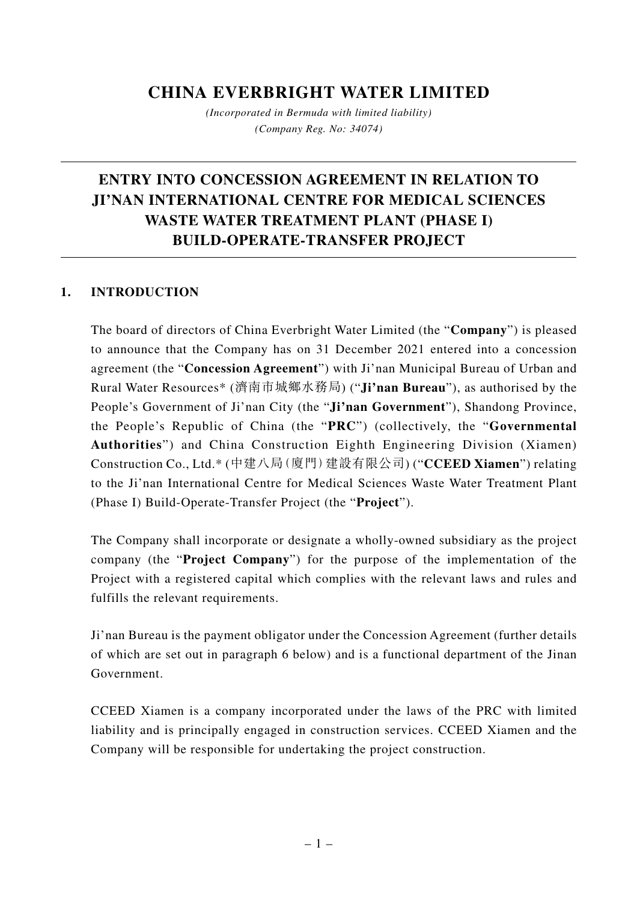# CHINA EVERBRIGHT WATER LIMITED

*(Incorporated in Bermuda with limited liability)*
*(Company Reg. No: 34074)*

## ENTRY INTO CONCESSION AGREEMENT IN RELATION TO JI'NAN INTERNATIONAL CENTRE FOR MEDICAL SCIENCES WASTE WATER TREATMENT PLANT (PHASE I) BUILD-OPERATE-TRANSFER PROJECT

### 1. INTRODUCTION

The board of directors of China Everbright Water Limited (the "**Company**") is pleased to announce that the Company has on 31 December 2021 entered into a concession agreement (the "**Concession Agreement**") with Ji'nan Municipal Bureau of Urban and Rural Water Resources* (濟南市城鄉水務局) ("**Ji'nan Bureau**"), as authorised by the People's Government of Ji'nan City (the "**Ji'nan Government**"), Shandong Province, the People's Republic of China (the "**PRC**") (collectively, the "**Governmental Authorities**") and China Construction Eighth Engineering Division (Xiamen) Construction Co., Ltd.* (中建八局(廈門)建設有限公司) ("**CCEED Xiamen**") relating to the Ji'nan International Centre for Medical Sciences Waste Water Treatment Plant (Phase I) Build-Operate-Transfer Project (the "**Project**").

The Company shall incorporate or designate a wholly-owned subsidiary as the project company (the "**Project Company**") for the purpose of the implementation of the Project with a registered capital which complies with the relevant laws and rules and fulfills the relevant requirements.

Ji'nan Bureau is the payment obligator under the Concession Agreement (further details of which are set out in paragraph 6 below) and is a functional department of the Jinan Government.

CCEED Xiamen is a company incorporated under the laws of the PRC with limited liability and is principally engaged in construction services. CCEED Xiamen and the Company will be responsible for undertaking the project construction.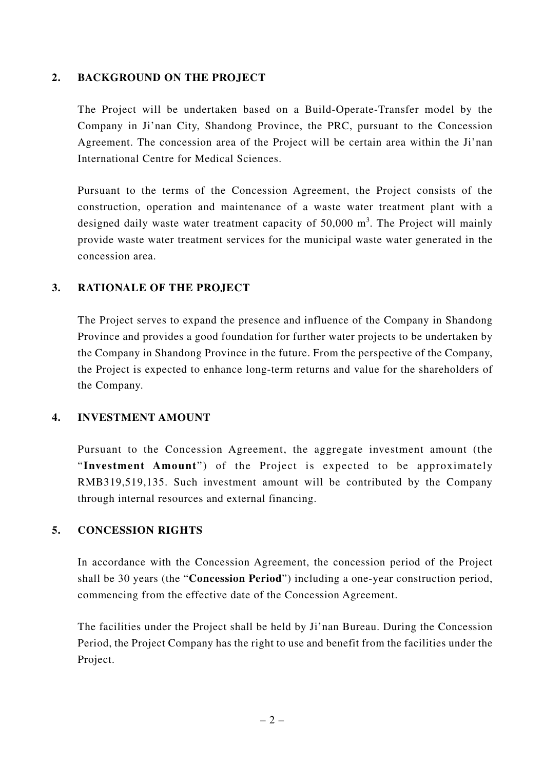## 2. BACKGROUND ON THE PROJECT

The Project will be undertaken based on a Build-Operate-Transfer model by the Company in Ji'nan City, Shandong Province, the PRC, pursuant to the Concession Agreement. The concession area of the Project will be certain area within the Ji'nan International Centre for Medical Sciences.

Pursuant to the terms of the Concession Agreement, the Project consists of the construction, operation and maintenance of a waste water treatment plant with a designed daily waste water treatment capacity of 50,000 $m^3$. The Project will mainly provide waste water treatment services for the municipal waste water generated in the concession area.

## 3. RATIONALE OF THE PROJECT

The Project serves to expand the presence and influence of the Company in Shandong Province and provides a good foundation for further water projects to be undertaken by the Company in Shandong Province in the future. From the perspective of the Company, the Project is expected to enhance long-term returns and value for the shareholders of the Company.

## 4. INVESTMENT AMOUNT

Pursuant to the Concession Agreement, the aggregate investment amount (the "**Investment Amount**") of the Project is expected to be approximately RMB319,519,135. Such investment amount will be contributed by the Company through internal resources and external financing.

## 5. CONCESSION RIGHTS

In accordance with the Concession Agreement, the concession period of the Project shall be 30 years (the "**Concession Period**") including a one-year construction period, commencing from the effective date of the Concession Agreement.

The facilities under the Project shall be held by Ji'nan Bureau. During the Concession Period, the Project Company has the right to use and benefit from the facilities under the Project.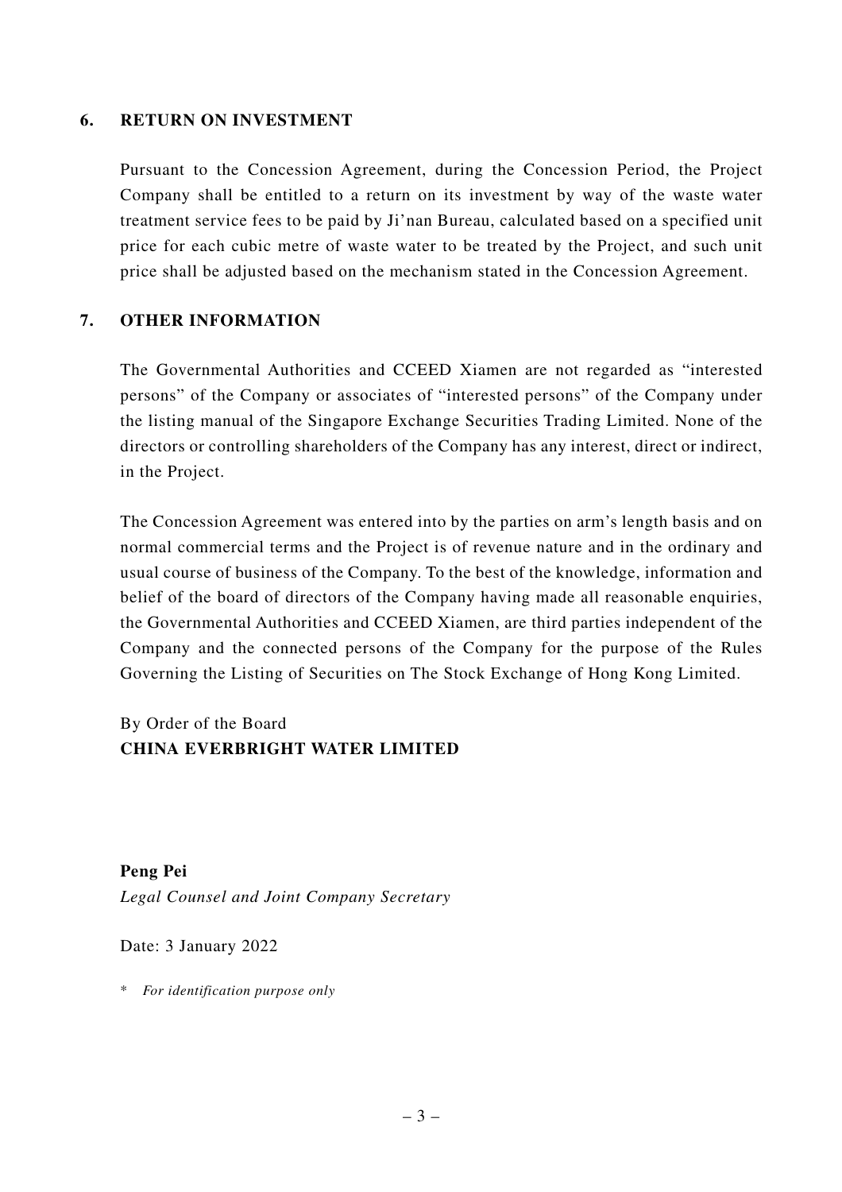## 6. RETURN ON INVESTMENT

Pursuant to the Concession Agreement, during the Concession Period, the Project Company shall be entitled to a return on its investment by way of the waste water treatment service fees to be paid by Ji'nan Bureau, calculated based on a specified unit price for each cubic metre of waste water to be treated by the Project, and such unit price shall be adjusted based on the mechanism stated in the Concession Agreement.

## 7. OTHER INFORMATION

The Governmental Authorities and CCEED Xiamen are not regarded as "interested persons" of the Company or associates of "interested persons" of the Company under the listing manual of the Singapore Exchange Securities Trading Limited. None of the directors or controlling shareholders of the Company has any interest, direct or indirect, in the Project.

The Concession Agreement was entered into by the parties on arm's length basis and on normal commercial terms and the Project is of revenue nature and in the ordinary and usual course of business of the Company. To the best of the knowledge, information and belief of the board of directors of the Company having made all reasonable enquiries, the Governmental Authorities and CCEED Xiamen, are third parties independent of the Company and the connected persons of the Company for the purpose of the Rules Governing the Listing of Securities on The Stock Exchange of Hong Kong Limited.

By Order of the Board
**CHINA EVERBRIGHT WATER LIMITED**

**Peng Pei**
*Legal Counsel and Joint Company Secretary*

Date: 3 January 2022

\* *For identification purpose only*